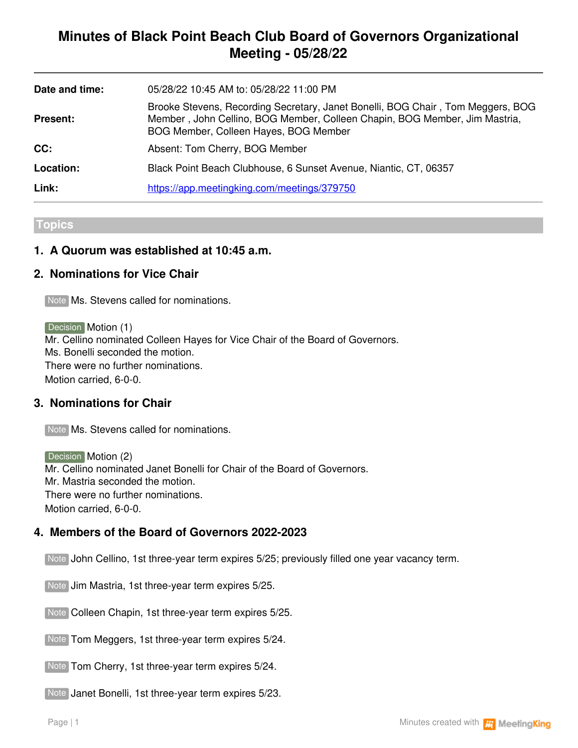# Minutes of Black Point Beach Club Board of Governors Organizational Meeting - 05/28/22

| | |
|---|---|
| **Date and time:** | 05/28/22 10:45 AM to: 05/28/22 11:00 PM |
| **Present:** | Brooke Stevens, Recording Secretary, Janet Bonelli, BOG Chair , Tom Meggers, BOG Member , John Cellino, BOG Member, Colleen Chapin, BOG Member, Jim Mastria, BOG Member, Colleen Hayes, BOG Member |
| **CC:** | Absent: Tom Cherry, BOG Member |
| **Location:** | Black Point Beach Clubhouse, 6 Sunset Avenue, Niantic, CT, 06357 |
| **Link:** | https://app.meetingking.com/meetings/379750 |

## Topics

### 1. A Quorum was established at 10:45 a.m.

### 2. Nominations for Vice Chair

Note Ms. Stevens called for nominations.

Decision Motion (1)
Mr. Cellino nominated Colleen Hayes for Vice Chair of the Board of Governors.
Ms. Bonelli seconded the motion.
There were no further nominations.
Motion carried, 6-0-0.

### 3. Nominations for Chair

Note Ms. Stevens called for nominations.

Decision Motion (2)
Mr. Cellino nominated Janet Bonelli for Chair of the Board of Governors.
Mr. Mastria seconded the motion.
There were no further nominations.
Motion carried, 6-0-0.

### 4. Members of the Board of Governors 2022-2023

Note John Cellino, 1st three-year term expires 5/25; previously filled one year vacancy term.

Note Jim Mastria, 1st three-year term expires 5/25.

Note Colleen Chapin, 1st three-year term expires 5/25.

Note Tom Meggers, 1st three-year term expires 5/24.

Note Tom Cherry, 1st three-year term expires 5/24.

Note Janet Bonelli, 1st three-year term expires 5/23.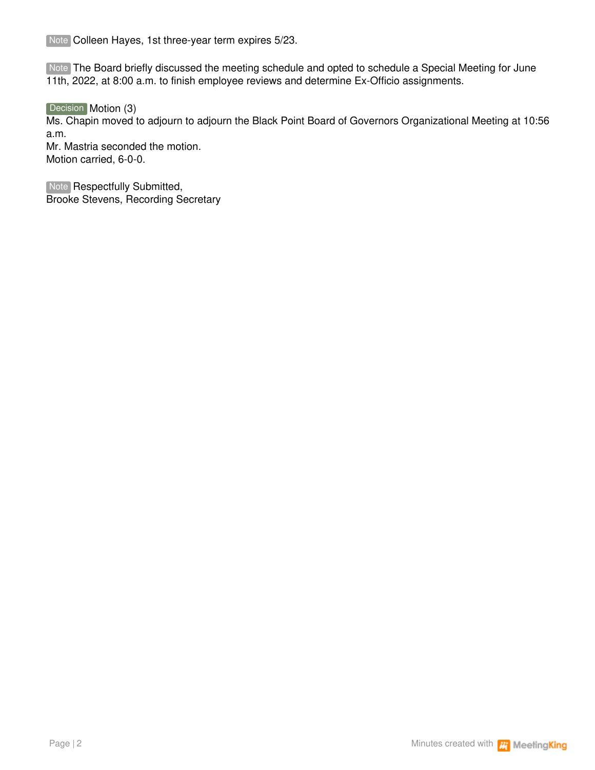Note Colleen Hayes, 1st three-year term expires 5/23.

Note The Board briefly discussed the meeting schedule and opted to schedule a Special Meeting for June 11th, 2022, at 8:00 a.m. to finish employee reviews and determine Ex-Officio assignments.

Decision Motion (3)
Ms. Chapin moved to adjourn to adjourn the Black Point Board of Governors Organizational Meeting at 10:56 a.m.
Mr. Mastria seconded the motion.
Motion carried, 6-0-0.

Note Respectfully Submitted,
Brooke Stevens, Recording Secretary